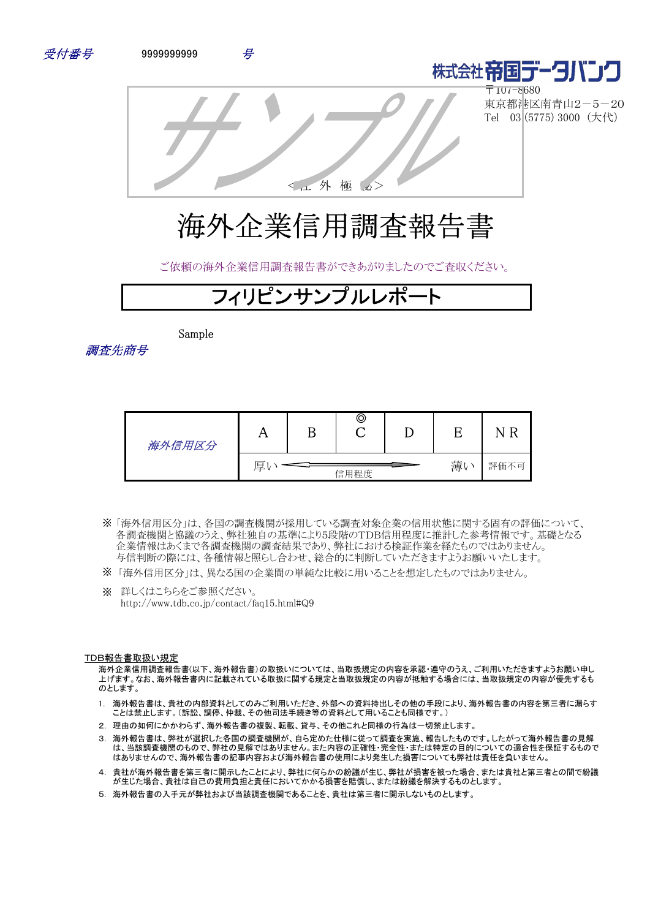受付番号　9999999999　号

株式会社帝国データバンク
〒107-8680
東京都港区南青山2－5－20
Tel　03 (5775) 3000（大代）

サンプル

＜社　外　極　秘＞

# 海外企業信用調査報告書

ご依頼の海外企業信用調査報告書ができあがりましたのでご査収ください。

## フィリピンサンプルレポート

調査先商号　Sample

| 海外信用区分 | A | B | ◎ C | D | E | NR |
|---|---|---|---|---|---|---|
| | 厚い | ← 信用程度 → | | | 薄い | 評価不可 |

※「海外信用区分」は、各国の調査機関が採用している調査対象企業の信用状態に関する固有の評価について、各調査機関と協議のうえ、弊社独自の基準により5段階のTDB信用程度に推計した参考情報です。基礎となる企業情報はあくまで各調査機関の調査結果であり、弊社における検証作業を経たものではありません。与信判断の際には、各種情報と照らし合わせ、総合的に判断していただきますようお願いいたします。

※「海外信用区分」は、異なる国の企業間の単純な比較に用いることを想定したものではありません。

※　詳しくはこちらをご参照ください。
http://www.tdb.co.jp/contact/faq15.html#Q9

### TDB報告書取扱い規定

海外企業信用調査報告書(以下、海外報告書)の取扱いについては、当取扱規定の内容を承認・遵守のうえ、ご利用いただきますようお願い申し上げます。なお、海外報告書内に記載されている取扱に関する規定と当取扱規定の内容が抵触する場合には、当取扱規定の内容が優先するものとします。

1. 海外報告書は、貴社の内部資料としてのみご利用いただき、外部への資料持出しその他の手段により、海外報告書の内容を第三者に漏らすことは禁止します。(訴訟、調停、仲裁、その他司法手続き等の資料として用いることも同様です。)
2. 理由の如何にかかわらず、海外報告書の複製、転載、貸与、その他これと同様の行為は一切禁止します。
3. 海外報告書は、弊社が選択した各国の調査機関が、自ら定めた仕様に従って調査を実施、報告したものです。したがって海外報告書の見解は、当該調査機関のもので、弊社の見解ではありません。また内容の正確性・完全性・または特定の目的についての適合性を保証するものではありませんので、海外報告書の記事内容および海外報告書の使用により発生した損害についても弊社は責任を負いません。
4. 貴社が海外報告書を第三者に開示したことにより、弊社に何らかの紛議が生じ、弊社が損害を被った場合、または貴社と第三者との間で紛議が生じた場合、貴社は自己の費用負担と責任においてかかる損害を賠償し、または紛議を解決するものとします。
5. 海外報告書の入手元が弊社および当該調査機関であることを、貴社は第三者に開示しないものとします。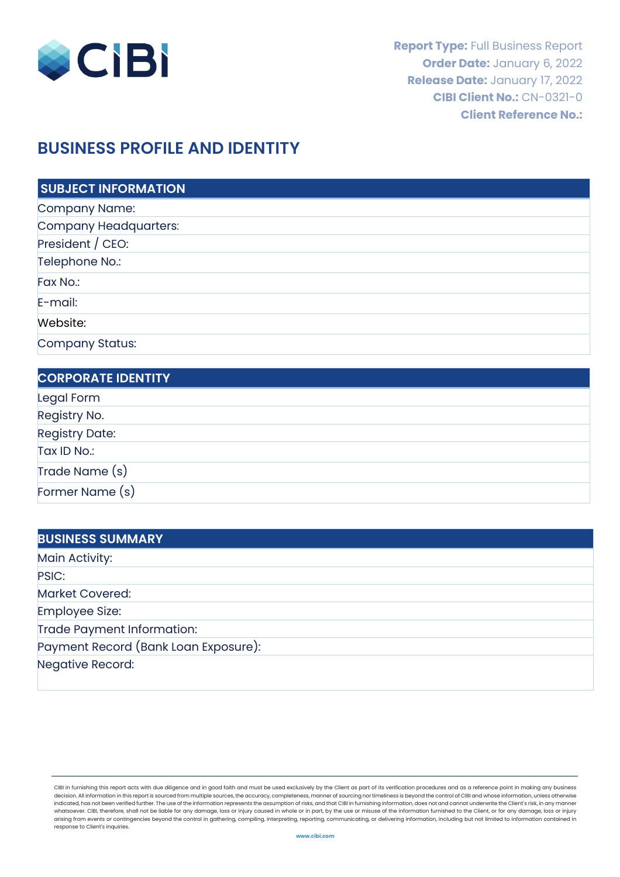**Report Type:** Full Business Report
**Order Date:** January 6, 2022
**Release Date:** January 17, 2022
**CIBI Client No.:** CN-0321-0
**Client Reference No.:**

# BUSINESS PROFILE AND IDENTITY

| SUBJECT INFORMATION | |
|---|---|
| Company Name: | |
| Company Headquarters: | |
| President / CEO: | |
| Telephone No.: | |
| Fax No.: | |
| E-mail: | |
| Website: | |
| Company Status: | |

| CORPORATE IDENTITY | |
|---|---|
| Legal Form | |
| Registry No. | |
| Registry Date: | |
| Tax ID No.: | |
| Trade Name (s) | |
| Former Name (s) | |

| BUSINESS SUMMARY | |
|---|---|
| Main Activity: | |
| PSIC: | |
| Market Covered: | |
| Employee Size: | |
| Trade Payment Information: | |
| Payment Record (Bank Loan Exposure): | |
| Negative Record: | |

CIBI in furnishing this report acts with due diligence and in good faith and must be used exclusively by the Client as part of its verification procedures and as a reference point in making any business decision. All information in this report is sourced from multiple sources, the accuracy, completeness, manner of sourcing nor timeliness is beyond the control of CIBI and whose information, unless otherwise indicated, has not been verified further. The use of the information represents the assumption of risks, and that CIBI in furnishing information, does not and cannot underwrite the Client's risk, in any manner whatsoever. CIBI, therefore, shall not be liable for any damage, loss or injury caused in whole or in part, by the use or misuse of the information furnished to the Client, or for any damage, loss or injury arising from events or contingencies beyond the control in gathering, compiling, interpreting, reporting, communicating, or delivering information, including but not limited to information contained in response to Client's inquiries.

www.cibi.com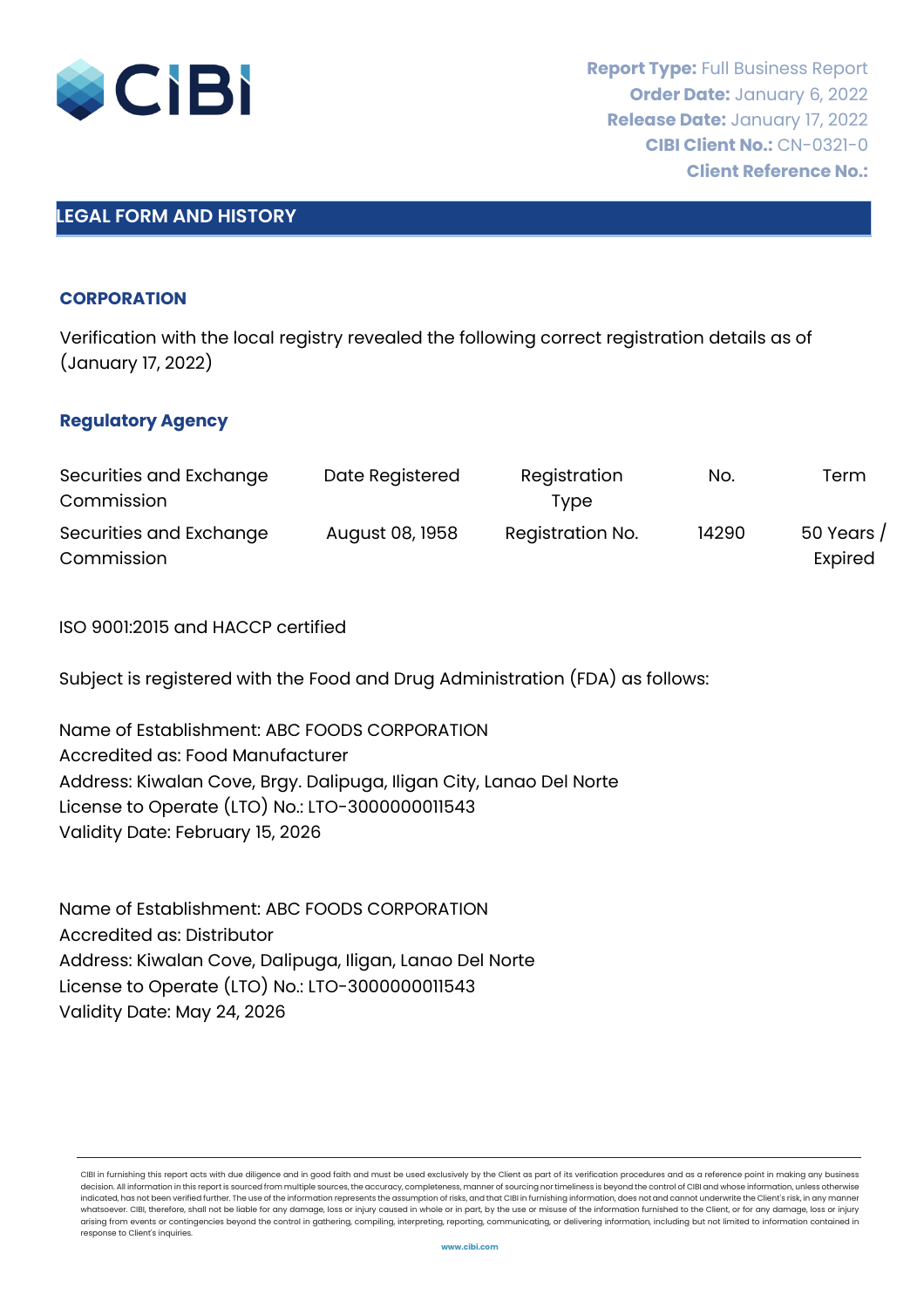**Report Type:** Full Business Report
**Order Date:** January 6, 2022
**Release Date:** January 17, 2022
**CIBI Client No.:** CN-0321-0
**Client Reference No.:**

## LEGAL FORM AND HISTORY

### CORPORATION

Verification with the local registry revealed the following correct registration details as of (January 17, 2022)

### Regulatory Agency

| Securities and Exchange Commission | Date Registered | Registration Type | No. | Term |
|---|---|---|---|---|
| Securities and Exchange Commission | August 08, 1958 | Registration No. | 14290 | 50 Years / Expired |

ISO 9001:2015 and HACCP certified

Subject is registered with the Food and Drug Administration (FDA) as follows:

Name of Establishment: ABC FOODS CORPORATION
Accredited as: Food Manufacturer
Address: Kiwalan Cove, Brgy. Dalipuga, Iligan City, Lanao Del Norte
License to Operate (LTO) No.: LTO-3000000011543
Validity Date: February 15, 2026

Name of Establishment: ABC FOODS CORPORATION
Accredited as: Distributor
Address: Kiwalan Cove, Dalipuga, Iligan, Lanao Del Norte
License to Operate (LTO) No.: LTO-3000000011543
Validity Date: May 24, 2026

CIBI in furnishing this report acts with due diligence and in good faith and must be used exclusively by the Client as part of its verification procedures and as a reference point in making any business decision. All information in this report is sourced from multiple sources, the accuracy, completeness, manner of sourcing nor timeliness is beyond the control of CIBI and whose information, unless otherwise indicated, has not been verified further. The use of the information represents the assumption of risks, and that CIBI in furnishing information, does not and cannot underwrite the Client's risk, in any manner whatsoever. CIBI, therefore, shall not be liable for any damage, loss or injury caused in whole or in part, by the use or misuse of the information furnished to the Client, or for any damage, loss or injury arising from events or contingencies beyond the control in gathering, compiling, interpreting, reporting, communicating, or delivering information, including but not limited to information contained in response to Client's inquiries.

www.cibi.com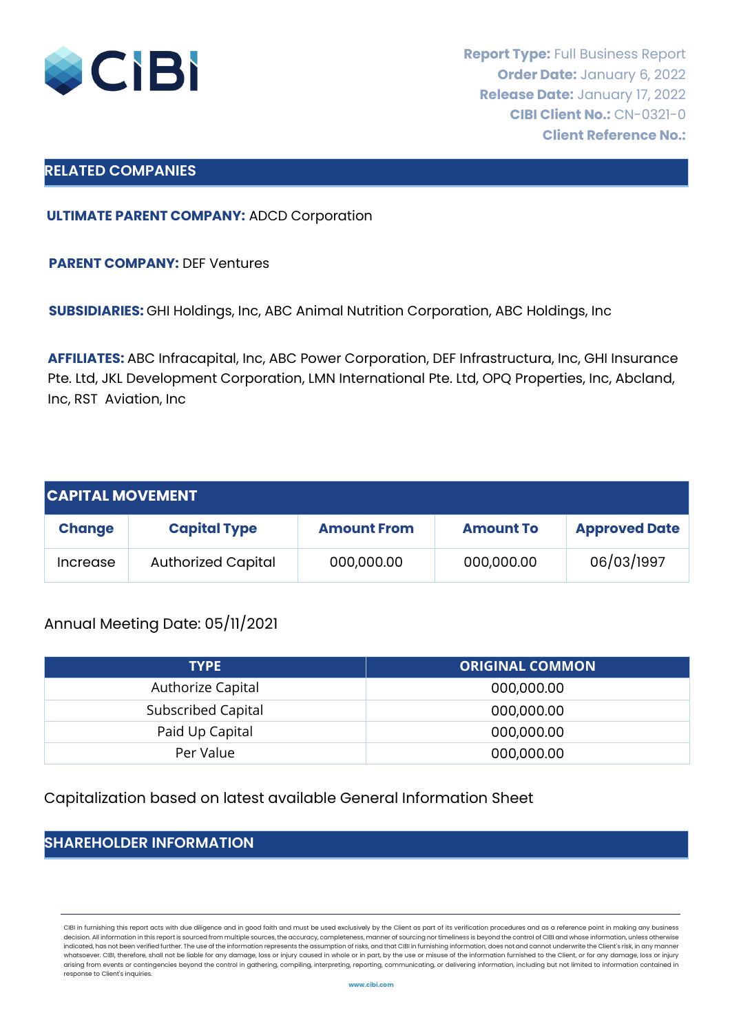**Report Type:** Full Business Report
**Order Date:** January 6, 2022
**Release Date:** January 17, 2022
**CIBI Client No.:** CN-0321-0
**Client Reference No.:**

## RELATED COMPANIES

**ULTIMATE PARENT COMPANY:** ADCD Corporation

**PARENT COMPANY:** DEF Ventures

**SUBSIDIARIES:** GHI Holdings, Inc, ABC Animal Nutrition Corporation, ABC Holdings, Inc

**AFFILIATES:** ABC Infracapital, Inc, ABC Power Corporation, DEF Infrastructura, Inc, GHI Insurance Pte. Ltd, JKL Development Corporation, LMN International Pte. Ltd, OPQ Properties, Inc, Abcland, Inc, RST  Aviation, Inc

## CAPITAL MOVEMENT

| Change | Capital Type | Amount From | Amount To | Approved Date |
|---|---|---|---|---|
| Increase | Authorized Capital | 000,000.00 | 000,000.00 | 06/03/1997 |

Annual Meeting Date: 05/11/2021

| TYPE | ORIGINAL COMMON |
|---|---|
| Authorize Capital | 000,000.00 |
| Subscribed Capital | 000,000.00 |
| Paid Up Capital | 000,000.00 |
| Per Value | 000,000.00 |

Capitalization based on latest available General Information Sheet

## SHAREHOLDER INFORMATION

CIBI in furnishing this report acts with due diligence and in good faith and must be used exclusively by the Client as part of its verification procedures and as a reference point in making any business decision. All information in this report is sourced from multiple sources, the accuracy, completeness, manner of sourcing nor timeliness is beyond the control of CIBI and whose information, unless otherwise indicated, has not been verified further. The use of the information represents the assumption of risks, and that CIBI in furnishing information, does not and cannot underwrite the Client's risk, in any manner whatsoever. CIBI, therefore, shall not be liable for any damage, loss or injury caused in whole or in part, by the use or misuse of the information furnished to the Client, or for any damage, loss or injury arising from events or contingencies beyond the control in gathering, compiling, interpreting, reporting, communicating, or delivering information, including but not limited to information contained in response to Client's inquiries.

www.cibi.com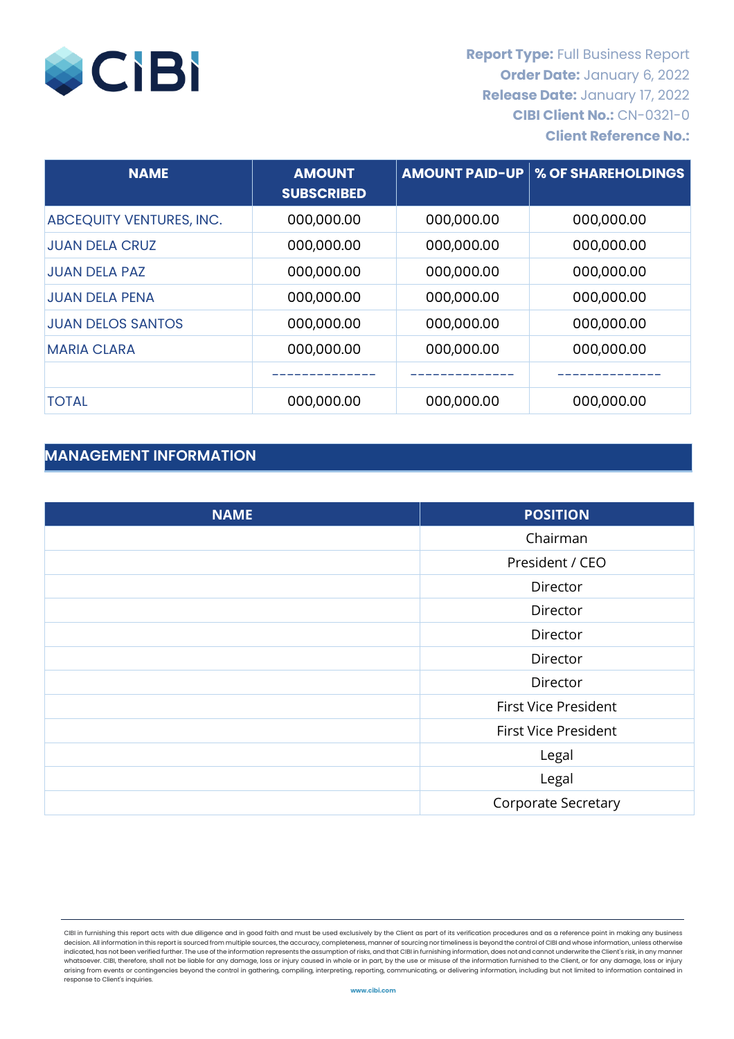**Report Type:** Full Business Report
**Order Date:** January 6, 2022
**Release Date:** January 17, 2022
**CIBI Client No.:** CN-0321-0
**Client Reference No.:**

| NAME | AMOUNT SUBSCRIBED | AMOUNT PAID-UP | % OF SHAREHOLDINGS |
|---|---|---|---|
| ABCEQUITY VENTURES, INC. | 000,000.00 | 000,000.00 | 000,000.00 |
| JUAN DELA CRUZ | 000,000.00 | 000,000.00 | 000,000.00 |
| JUAN DELA PAZ | 000,000.00 | 000,000.00 | 000,000.00 |
| JUAN DELA PENA | 000,000.00 | 000,000.00 | 000,000.00 |
| JUAN DELOS SANTOS | 000,000.00 | 000,000.00 | 000,000.00 |
| MARIA CLARA | 000,000.00 | 000,000.00 | 000,000.00 |
| | -------------- | -------------- | -------------- |
| TOTAL | 000,000.00 | 000,000.00 | 000,000.00 |

## MANAGEMENT INFORMATION

| NAME | POSITION |
|---|---|
| | Chairman |
| | President / CEO |
| | Director |
| | Director |
| | Director |
| | Director |
| | Director |
| | First Vice President |
| | First Vice President |
| | Legal |
| | Legal |
| | Corporate Secretary |

CIBI in furnishing this report acts with due diligence and in good faith and must be used exclusively by the Client as part of its verification procedures and as a reference point in making any business decision. All information in this report is sourced from multiple sources, the accuracy, completeness, manner of sourcing nor timeliness is beyond the control of CIBI and whose information, unless otherwise indicated, has not been verified further. The use of the information represents the assumption of risks, and that CIBI in furnishing information, does not and cannot underwrite the Client's risk, in any manner whatsoever. CIBI, therefore, shall not be liable for any damage, loss or injury caused in whole or in part, by the use or misuse of the information furnished to the Client, or for any damage, loss or injury arising from events or contingencies beyond the control in gathering, compiling, interpreting, reporting, communicating, or delivering information, including but not limited to information contained in response to Client's inquiries.

www.cibi.com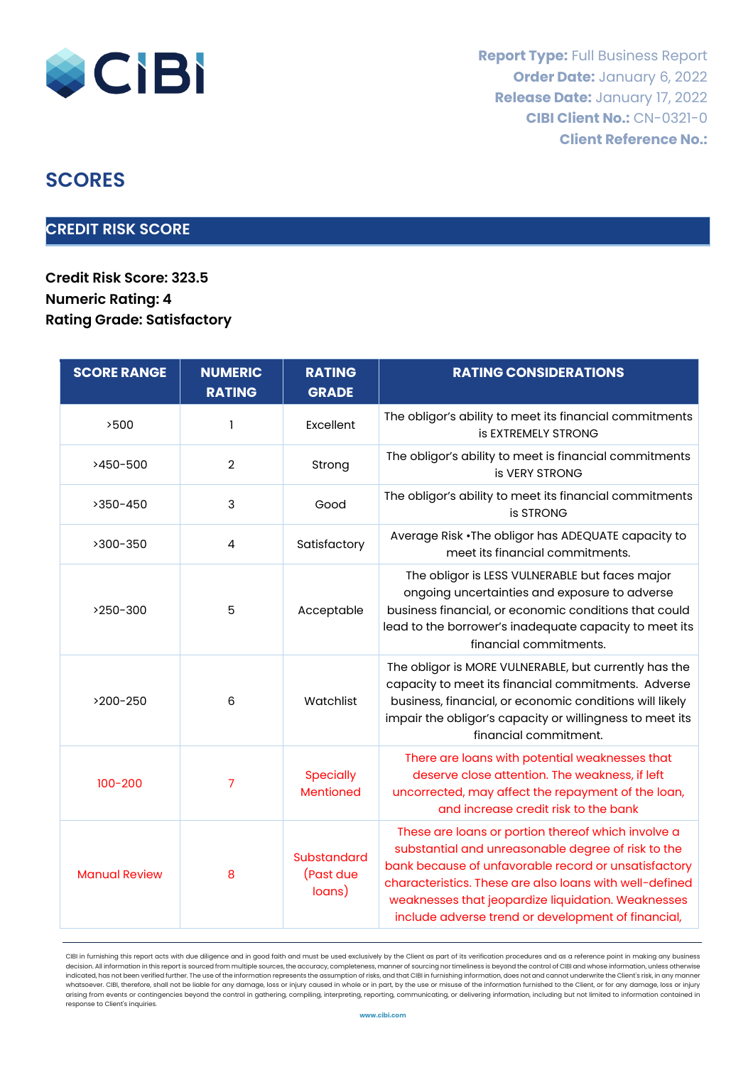**Report Type:** Full Business Report
**Order Date:** January 6, 2022
**Release Date:** January 17, 2022
**CIBI Client No.:** CN-0321-0
**Client Reference No.:**

# SCORES

## CREDIT RISK SCORE

**Credit Risk Score: 323.5**
**Numeric Rating: 4**
**Rating Grade: Satisfactory**

| SCORE RANGE | NUMERIC RATING | RATING GRADE | RATING CONSIDERATIONS |
|---|---|---|---|
| >500 | 1 | Excellent | The obligor's ability to meet its financial commitments is EXTREMELY STRONG |
| >450-500 | 2 | Strong | The obligor's ability to meet is financial commitments is VERY STRONG |
| >350-450 | 3 | Good | The obligor's ability to meet its financial commitments is STRONG |
| >300-350 | 4 | Satisfactory | Average Risk •The obligor has ADEQUATE capacity to meet its financial commitments. |
| >250-300 | 5 | Acceptable | The obligor is LESS VULNERABLE but faces major ongoing uncertainties and exposure to adverse business financial, or economic conditions that could lead to the borrower's inadequate capacity to meet its financial commitments. |
| >200-250 | 6 | Watchlist | The obligor is MORE VULNERABLE, but currently has the capacity to meet its financial commitments. Adverse business, financial, or economic conditions will likely impair the obligor's capacity or willingness to meet its financial commitment. |
| 100-200 | 7 | Specially Mentioned | There are loans with potential weaknesses that deserve close attention. The weakness, if left uncorrected, may affect the repayment of the loan, and increase credit risk to the bank |
| Manual Review | 8 | Substandard (Past due loans) | These are loans or portion thereof which involve a substantial and unreasonable degree of risk to the bank because of unfavorable record or unsatisfactory characteristics. These are also loans with well-defined weaknesses that jeopardize liquidation. Weaknesses include adverse trend or development of financial, |

CIBI in furnishing this report acts with due diligence and in good faith and must be used exclusively by the Client as part of its verification procedures and as a reference point in making any business decision. All information in this report is sourced from multiple sources, the accuracy, completeness, manner of sourcing nor timeliness is beyond the control of CIBI and whose information, unless otherwise indicated, has not been verified further. The use of the information represents the assumption of risks, and that CIBI in furnishing information, does not and cannot underwrite the Client's risk, in any manner whatsoever. CIBI, therefore, shall not be liable for any damage, loss or injury caused in whole or in part, by the use or misuse of the information furnished to the Client, or for any damage, loss or injury arising from events or contingencies beyond the control in gathering, compiling, interpreting, reporting, communicating, or delivering information, including but not limited to information contained in response to Client's inquiries.

www.cibi.com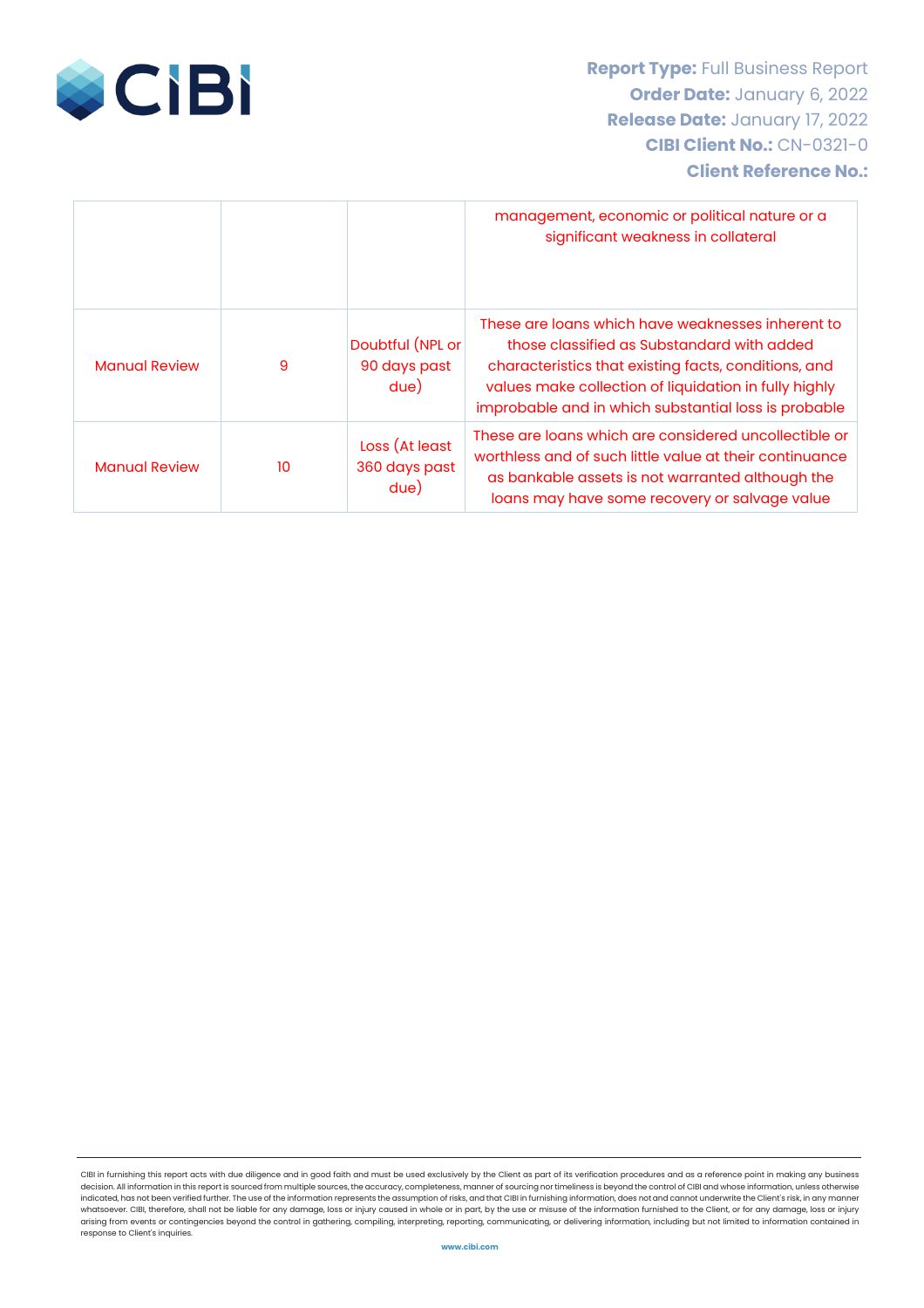|  |  |  | management, economic or political nature or a significant weakness in collateral |
|---|---|---|---|
| Manual Review | 9 | Doubtful (NPL or 90 days past due) | These are loans which have weaknesses inherent to those classified as Substandard with added characteristics that existing facts, conditions, and values make collection of liquidation in fully highly improbable and in which substantial loss is probable |
| Manual Review | 10 | Loss (At least 360 days past due) | These are loans which are considered uncollectible or worthless and of such little value at their continuance as bankable assets is not warranted although the loans may have some recovery or salvage value |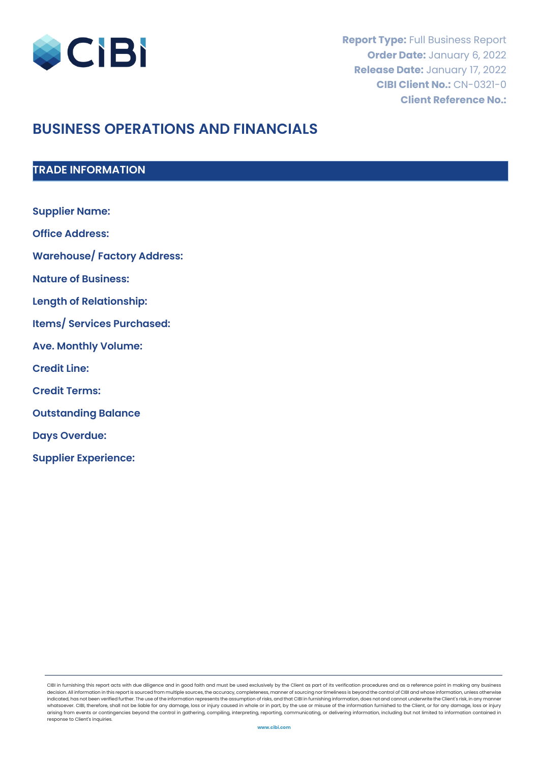**Report Type:** Full Business Report
**Order Date:** January 6, 2022
**Release Date:** January 17, 2022
**CIBI Client No.:** CN-0321-0
**Client Reference No.:**

# BUSINESS OPERATIONS AND FINANCIALS

## TRADE INFORMATION

**Supplier Name:**

**Office Address:**

**Warehouse/ Factory Address:**

**Nature of Business:**

**Length of Relationship:**

**Items/ Services Purchased:**

**Ave. Monthly Volume:**

**Credit Line:**

**Credit Terms:**

**Outstanding Balance**

**Days Overdue:**

**Supplier Experience:**

CIBI in furnishing this report acts with due diligence and in good faith and must be used exclusively by the Client as part of its verification procedures and as a reference point in making any business decision. All information in this report is sourced from multiple sources, the accuracy, completeness, manner of sourcing nor timeliness is beyond the control of CIBI and whose information, unless otherwise indicated, has not been verified further. The use of the information represents the assumption of risks, and that CIBI in furnishing information, does not and cannot underwrite the Client's risk, in any manner whatsoever. CIBI, therefore, shall not be liable for any damage, loss or injury caused in whole or in part, by the use or misuse of the information furnished to the Client, or for any damage, loss or injury arising from events or contingencies beyond the control in gathering, compiling, interpreting, reporting, communicating, or delivering information, including but not limited to information contained in response to Client's inquiries.

www.cibi.com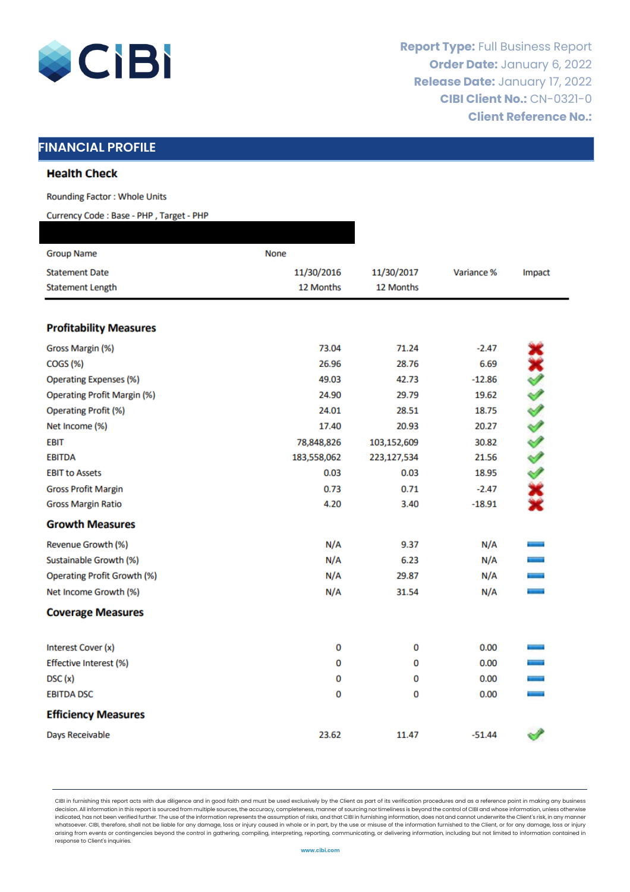Report Type: Full Business Report
Order Date: January 6, 2022
Release Date: January 17, 2022
CIBI Client No.: CN-0321-0
Client Reference No.:

## FINANCIAL PROFILE

### Health Check

Rounding Factor : Whole Units

Currency Code : Base - PHP , Target - PHP

| Group Name | None | | | |
|---|---|---|---|---|
| Statement Date | 11/30/2016 | 11/30/2017 | Variance % | Impact |
| Statement Length | 12 Months | 12 Months | | |
| **Profitability Measures** | | | | |
| Gross Margin (%) | 73.04 | 71.24 | -2.47 | ✗ |
| COGS (%) | 26.96 | 28.76 | 6.69 | ✗ |
| Operating Expenses (%) | 49.03 | 42.73 | -12.86 | ✓ |
| Operating Profit Margin (%) | 24.90 | 29.79 | 19.62 | ✓ |
| Operating Profit (%) | 24.01 | 28.51 | 18.75 | ✓ |
| Net Income (%) | 17.40 | 20.93 | 20.27 | ✓ |
| EBIT | 78,848,826 | 103,152,609 | 30.82 | ✓ |
| EBITDA | 183,558,062 | 223,127,534 | 21.56 | ✓ |
| EBIT to Assets | 0.03 | 0.03 | 18.95 | ✓ |
| Gross Profit Margin | 0.73 | 0.71 | -2.47 | ✗ |
| Gross Margin Ratio | 4.20 | 3.40 | -18.91 | ✗ |
| **Growth Measures** | | | | |
| Revenue Growth (%) | N/A | 9.37 | N/A | – |
| Sustainable Growth (%) | N/A | 6.23 | N/A | – |
| Operating Profit Growth (%) | N/A | 29.87 | N/A | – |
| Net Income Growth (%) | N/A | 31.54 | N/A | – |
| **Coverage Measures** | | | | |
| Interest Cover (x) | 0 | 0 | 0.00 | – |
| Effective Interest (%) | 0 | 0 | 0.00 | – |
| DSC (x) | 0 | 0 | 0.00 | – |
| EBITDA DSC | 0 | 0 | 0.00 | – |
| **Efficiency Measures** | | | | |
| Days Receivable | 23.62 | 11.47 | -51.44 | ✓ |

CIBI in furnishing this report acts with due diligence and in good faith and must be used exclusively by the Client as part of its verification procedures and as a reference point in making any business decision. All information in this report is sourced from multiple sources, the accuracy, completeness, manner of sourcing nor timeliness is beyond the control of CIBI and whose information, unless otherwise indicated, has not been verified further. The use of the information represents the assumption of risks, and that CIBI in furnishing information, does not and cannot underwrite the Client's risk, in any manner whatsoever. CIBI, therefore, shall not be liable for any damage, loss or injury caused in whole or in part, by the use or misuse of the information furnished to the Client, or for any damage, loss or injury arising from events or contingencies beyond the control in gathering, compiling, interpreting, reporting, communicating, or delivering information, including but not limited to information contained in response to Client's inquiries.

www.cibi.com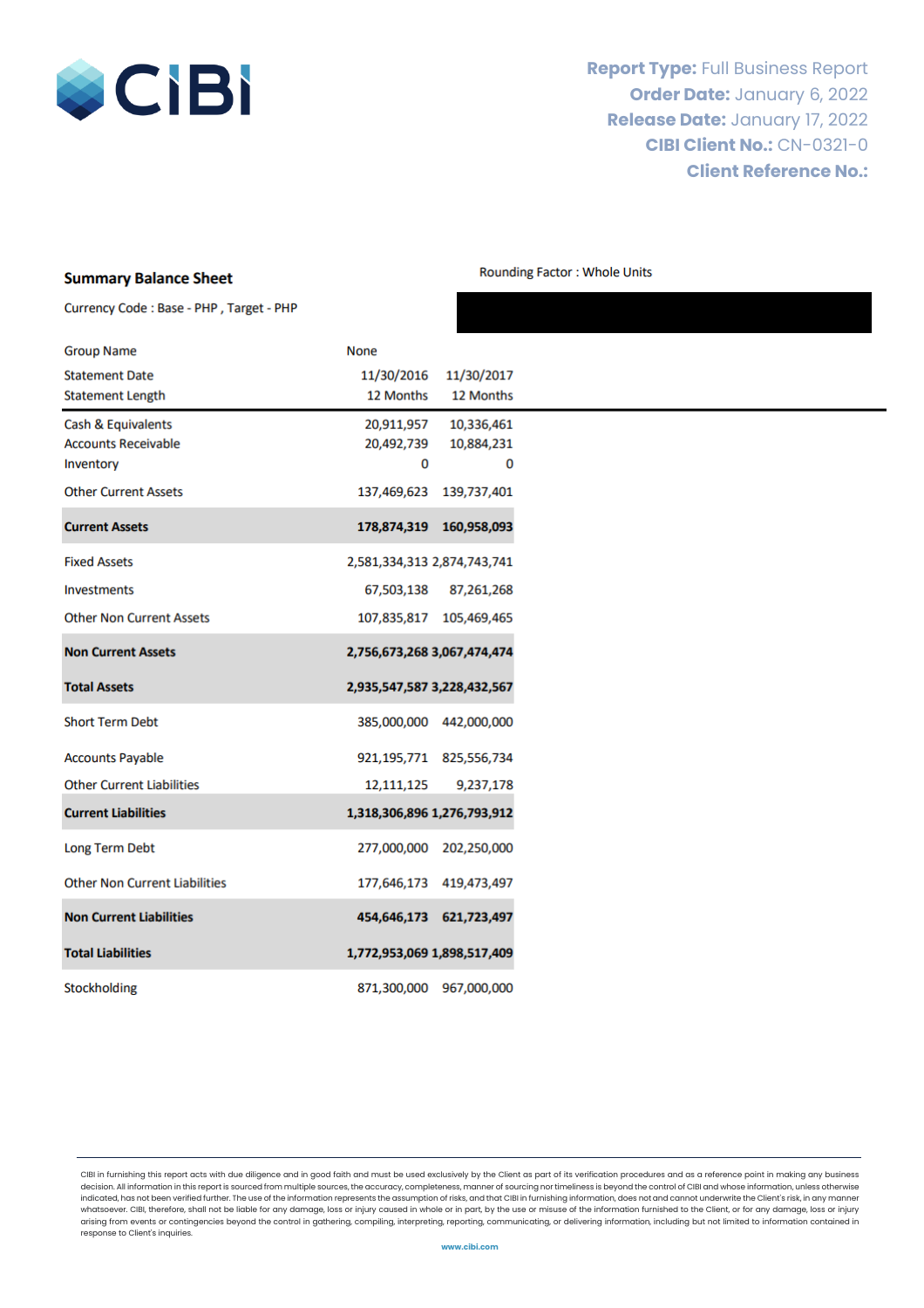CIBI

**Report Type:** Full Business Report
**Order Date:** January 6, 2022
**Release Date:** January 17, 2022
**CIBI Client No.:** CN-0321-0
**Client Reference No.:**

## Summary Balance Sheet

Currency Code : Base - PHP , Target - PHP

Rounding Factor : Whole Units

| Group Name | None | |
|---|---|---|
| Statement Date | 11/30/2016 | 11/30/2017 |
| Statement Length | 12 Months | 12 Months |
| Cash & Equivalents | 20,911,957 | 10,336,461 |
| Accounts Receivable | 20,492,739 | 10,884,231 |
| Inventory | 0 | 0 |
| Other Current Assets | 137,469,623 | 139,737,401 |
| **Current Assets** | **178,874,319** | **160,958,093** |
| Fixed Assets | 2,581,334,313 | 2,874,743,741 |
| Investments | 67,503,138 | 87,261,268 |
| Other Non Current Assets | 107,835,817 | 105,469,465 |
| **Non Current Assets** | **2,756,673,268** | **3,067,474,474** |
| **Total Assets** | **2,935,547,587** | **3,228,432,567** |
| Short Term Debt | 385,000,000 | 442,000,000 |
| Accounts Payable | 921,195,771 | 825,556,734 |
| Other Current Liabilities | 12,111,125 | 9,237,178 |
| **Current Liabilities** | **1,318,306,896** | **1,276,793,912** |
| Long Term Debt | 277,000,000 | 202,250,000 |
| Other Non Current Liabilities | 177,646,173 | 419,473,497 |
| **Non Current Liabilities** | **454,646,173** | **621,723,497** |
| **Total Liabilities** | **1,772,953,069** | **1,898,517,409** |
| Stockholding | 871,300,000 | 967,000,000 |

CIBI in furnishing this report acts with due diligence and in good faith and must be used exclusively by the Client as part of its verification procedures and as a reference point in making any business decision. All information in this report is sourced from multiple sources, the accuracy, completeness, manner of sourcing nor timeliness is beyond the control of CIBI and whose information, unless otherwise indicated, has not been verified further. The use of the information represents the assumption of risks, and that CIBI in furnishing information, does not and cannot underwrite the Client's risk, in any manner whatsoever. CIBI, therefore, shall not be liable for any damage, loss or injury caused in whole or in part, by the use or misuse of the information furnished to the Client, or for any damage, loss or injury arising from events or contingencies beyond the control in gathering, compiling, interpreting, reporting, communicating, or delivering information, including but not limited to information contained in response to Client's inquiries.

www.cibi.com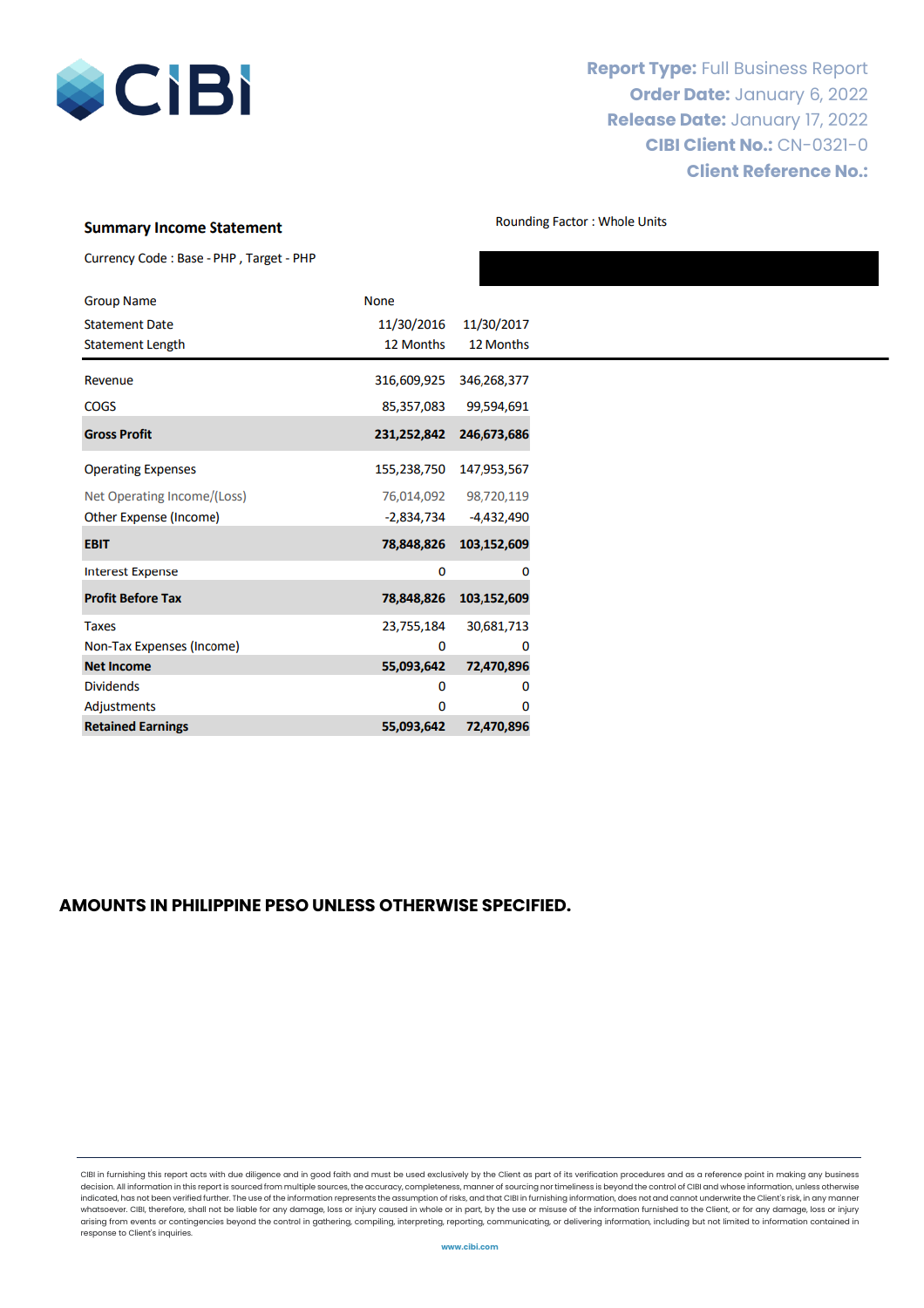**Report Type:** Full Business Report
**Order Date:** January 6, 2022
**Release Date:** January 17, 2022
**CIBI Client No.:** CN-0321-0
**Client Reference No.:**

## Summary Income Statement

Rounding Factor : Whole Units

Currency Code : Base - PHP , Target - PHP

| Group Name | None | |
|---|---|---|
| Statement Date | 11/30/2016 | 11/30/2017 |
| Statement Length | 12 Months | 12 Months |
| Revenue | 316,609,925 | 346,268,377 |
| COGS | 85,357,083 | 99,594,691 |
| **Gross Profit** | **231,252,842** | **246,673,686** |
| Operating Expenses | 155,238,750 | 147,953,567 |
| Net Operating Income/(Loss) | 76,014,092 | 98,720,119 |
| Other Expense (Income) | -2,834,734 | -4,432,490 |
| **EBIT** | **78,848,826** | **103,152,609** |
| Interest Expense | 0 | 0 |
| **Profit Before Tax** | **78,848,826** | **103,152,609** |
| Taxes | 23,755,184 | 30,681,713 |
| Non-Tax Expenses (Income) | 0 | 0 |
| **Net Income** | **55,093,642** | **72,470,896** |
| Dividends | 0 | 0 |
| Adjustments | 0 | 0 |
| **Retained Earnings** | **55,093,642** | **72,470,896** |

**AMOUNTS IN PHILIPPINE PESO UNLESS OTHERWISE SPECIFIED.**

CIBI in furnishing this report acts with due diligence and in good faith and must be used exclusively by the Client as part of its verification procedures and as a reference point in making any business decision. All information in this report is sourced from multiple sources, the accuracy, completeness, manner of sourcing nor timeliness is beyond the control of CIBI and whose information, unless otherwise indicated, has not been verified further. The use of the information represents the assumption of risks, and that CIBI in furnishing information, does not and cannot underwrite the Client's risk, in any manner whatsoever. CIBI, therefore, shall not be liable for any damage, loss or injury caused in whole or in part, by the use or misuse of the information furnished to the Client, or for any damage, loss or injury arising from events or contingencies beyond the control in gathering, compiling, interpreting, reporting, communicating, or delivering information, including but not limited to information contained in response to Client's inquiries.

www.cibi.com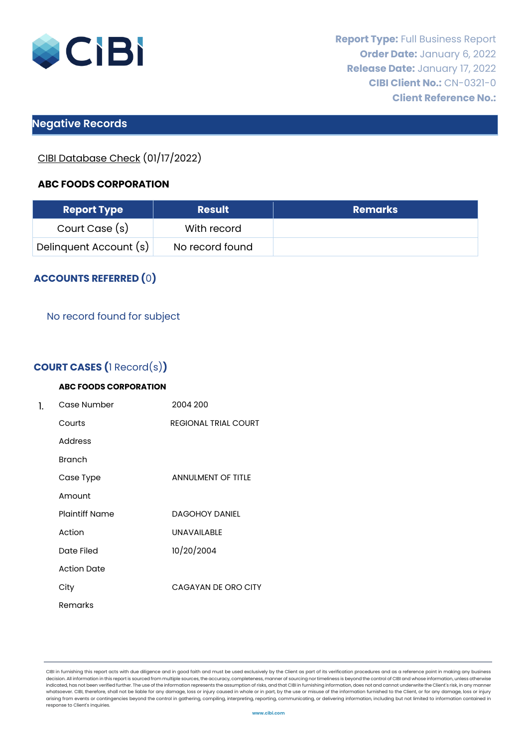**Report Type:** Full Business Report
**Order Date:** January 6, 2022
**Release Date:** January 17, 2022
**CIBI Client No.:** CN-0321-0
**Client Reference No.:**

## Negative Records

CIBI Database Check (01/17/2022)

**ABC FOODS CORPORATION**

| Report Type | Result | Remarks |
| --- | --- | --- |
| Court Case (s) | With record | |
| Delinquent Account (s) | No record found | |

### ACCOUNTS REFERRED (0)

No record found for subject

### COURT CASES (1 Record(s))

**ABC FOODS CORPORATION**

1.

| | |
| --- | --- |
| Case Number | 2004 200 |
| Courts | REGIONAL TRIAL COURT |
| Address | |
| Branch | |
| Case Type | ANNULMENT OF TITLE |
| Amount | |
| Plaintiff Name | DAGOHOY DANIEL |
| Action | UNAVAILABLE |
| Date Filed | 10/20/2004 |
| Action Date | |
| City | CAGAYAN DE ORO CITY |
| Remarks | |

CIBI in furnishing this report acts with due diligence and in good faith and must be used exclusively by the Client as part of its verification procedures and as a reference point in making any business decision. All information in this report is sourced from multiple sources, the accuracy, completeness, manner of sourcing nor timeliness is beyond the control of CIBI and whose information, unless otherwise indicated, has not been verified further. The use of the information represents the assumption of risks, and that CIBI in furnishing information, does not and cannot underwrite the Client's risk, in any manner whatsoever. CIBI, therefore, shall not be liable for any damage, loss or injury caused in whole or in part, by the use or misuse of the information furnished to the Client, or for any damage, loss or injury arising from events or contingencies beyond the control in gathering, compiling, interpreting, reporting, communicating, or delivering information, including but not limited to information contained in response to Client's inquiries.

www.cibi.com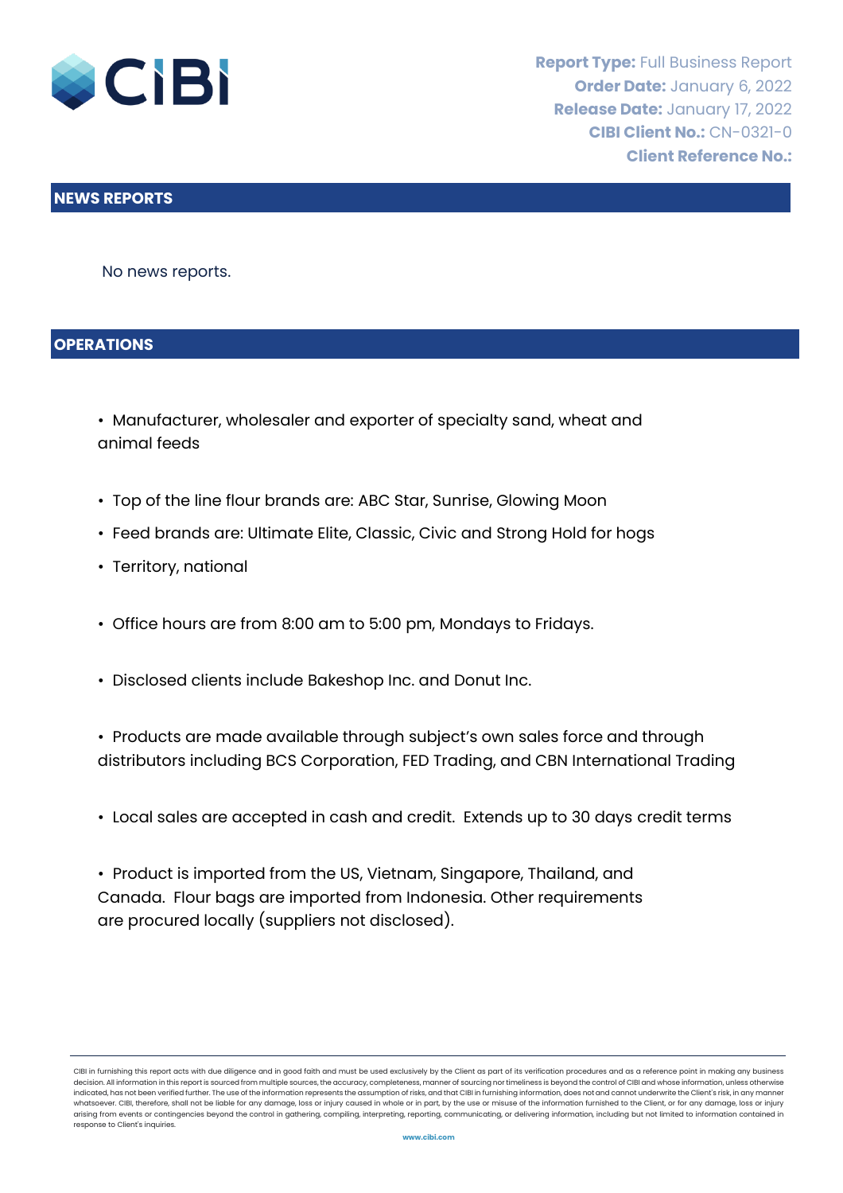**Report Type:** Full Business Report
**Order Date:** January 6, 2022
**Release Date:** January 17, 2022
**CIBI Client No.:** CN-0321-0
**Client Reference No.:**

## NEWS REPORTS

No news reports.

## OPERATIONS

- Manufacturer, wholesaler and exporter of specialty sand, wheat and animal feeds
- Top of the line flour brands are: ABC Star, Sunrise, Glowing Moon
- Feed brands are: Ultimate Elite, Classic, Civic and Strong Hold for hogs
- Territory, national
- Office hours are from 8:00 am to 5:00 pm, Mondays to Fridays.
- Disclosed clients include Bakeshop Inc. and Donut Inc.
- Products are made available through subject's own sales force and through distributors including BCS Corporation, FED Trading, and CBN International Trading
- Local sales are accepted in cash and credit. Extends up to 30 days credit terms
- Product is imported from the US, Vietnam, Singapore, Thailand, and Canada. Flour bags are imported from Indonesia. Other requirements are procured locally (suppliers not disclosed).

CIBI in furnishing this report acts with due diligence and in good faith and must be used exclusively by the Client as part of its verification procedures and as a reference point in making any business decision. All information in this report is sourced from multiple sources, the accuracy, completeness, manner of sourcing nor timeliness is beyond the control of CIBI and whose information, unless otherwise indicated, has not been verified further. The use of the information represents the assumption of risks, and that CIBI in furnishing information, does not and cannot underwrite the Client's risk, in any manner whatsoever. CIBI, therefore, shall not be liable for any damage, loss or injury caused in whole or in part, by the use or misuse of the information furnished to the Client, or for any damage, loss or injury arising from events or contingencies beyond the control in gathering, compiling, interpreting, reporting, communicating, or delivering information, including but not limited to information contained in response to Client's inquiries.

www.cibi.com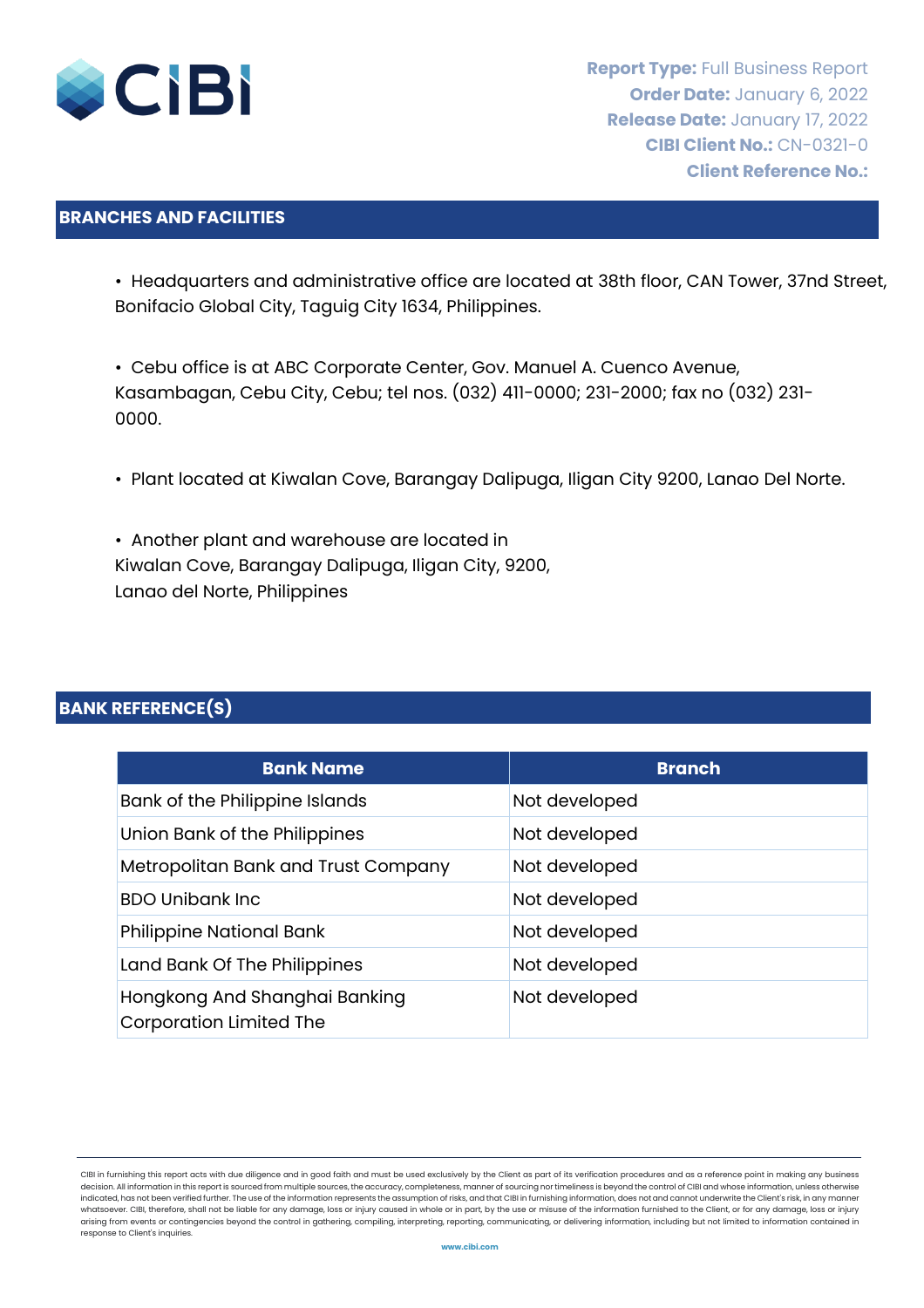**Report Type:** Full Business Report
**Order Date:** January 6, 2022
**Release Date:** January 17, 2022
**CIBI Client No.:** CN-0321-0
**Client Reference No.:**

## BRANCHES AND FACILITIES

- Headquarters and administrative office are located at 38th floor, CAN Tower, 37nd Street, Bonifacio Global City, Taguig City 1634, Philippines.

- Cebu office is at ABC Corporate Center, Gov. Manuel A. Cuenco Avenue, Kasambagan, Cebu City, Cebu; tel nos. (032) 411-0000; 231-2000; fax no (032) 231-0000.

- Plant located at Kiwalan Cove, Barangay Dalipuga, Iligan City 9200, Lanao Del Norte.

- Another plant and warehouse are located in Kiwalan Cove, Barangay Dalipuga, Iligan City, 9200, Lanao del Norte, Philippines

## BANK REFERENCE(S)

| Bank Name | Branch |
|---|---|
| Bank of the Philippine Islands | Not developed |
| Union Bank of the Philippines | Not developed |
| Metropolitan Bank and Trust Company | Not developed |
| BDO Unibank Inc | Not developed |
| Philippine National Bank | Not developed |
| Land Bank Of The Philippines | Not developed |
| Hongkong And Shanghai Banking Corporation Limited The | Not developed |

CIBI in furnishing this report acts with due diligence and in good faith and must be used exclusively by the Client as part of its verification procedures and as a reference point in making any business decision. All information in this report is sourced from multiple sources, the accuracy, completeness, manner of sourcing nor timeliness is beyond the control of CIBI and whose information, unless otherwise indicated, has not been verified further. The use of the information represents the assumption of risks, and that CIBI in furnishing information, does not and cannot underwrite the Client's risk, in any manner whatsoever. CIBI, therefore, shall not be liable for any damage, loss or injury caused in whole or in part, by the use or misuse of the information furnished to the Client, or for any damage, loss or injury arising from events or contingencies beyond the control in gathering, compiling, interpreting, reporting, communicating, or delivering information, including but not limited to information contained in response to Client's inquiries.

www.cibi.com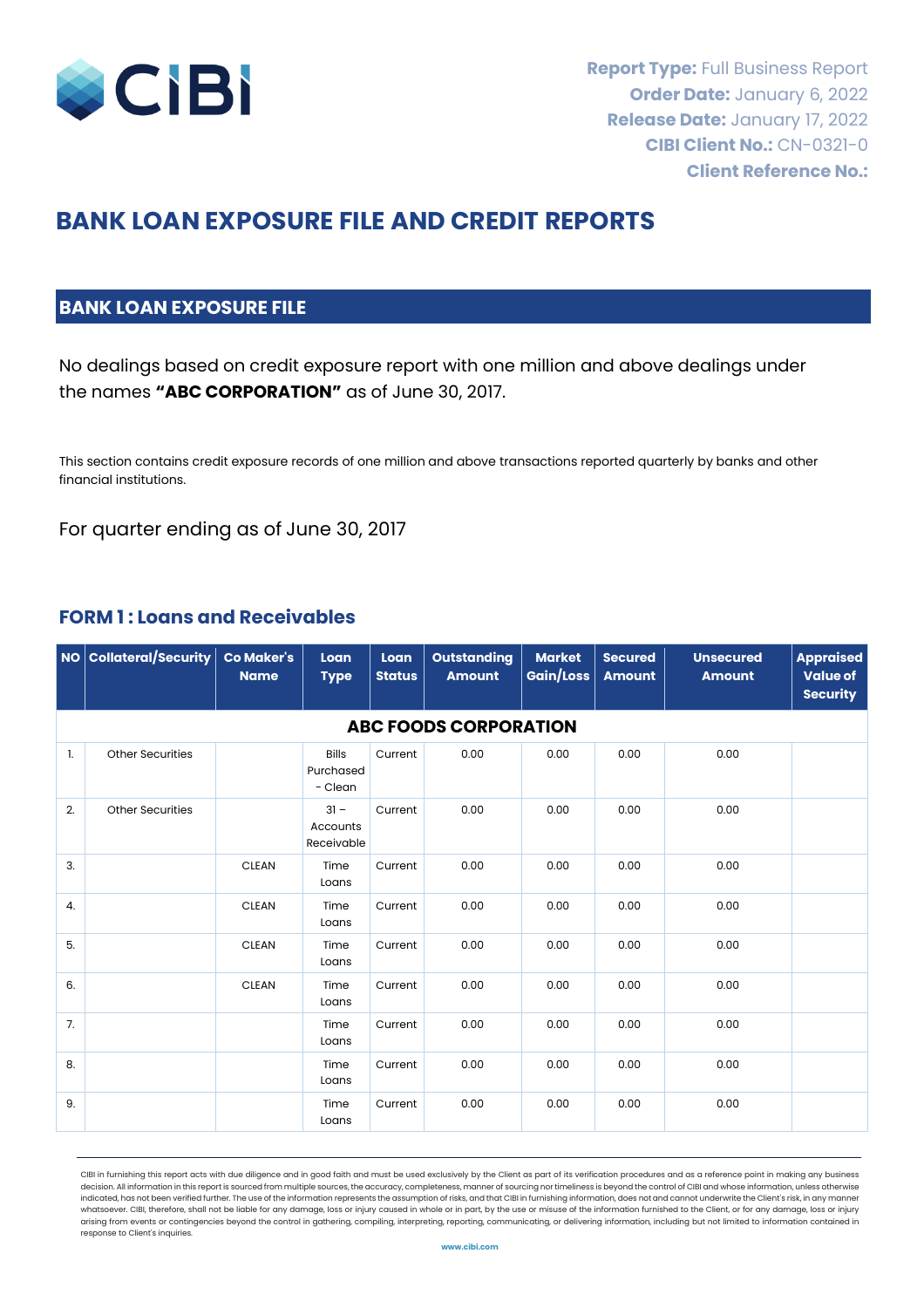**Report Type:** Full Business Report
**Order Date:** January 6, 2022
**Release Date:** January 17, 2022
**CIBI Client No.:** CN-0321-0
**Client Reference No.:**

# BANK LOAN EXPOSURE FILE AND CREDIT REPORTS

## BANK LOAN EXPOSURE FILE

No dealings based on credit exposure report with one million and above dealings under the names **"ABC CORPORATION"** as of June 30, 2017.

This section contains credit exposure records of one million and above transactions reported quarterly by banks and other financial institutions.

For quarter ending as of June 30, 2017

### FORM 1 : Loans and Receivables

| NO | Collateral/Security | Co Maker's Name | Loan Type | Loan Status | Outstanding Amount | Market Gain/Loss | Secured Amount | Unsecured Amount | Appraised Value of Security |
|---|---|---|---|---|---|---|---|---|---|
| **ABC FOODS CORPORATION** | | | | | | | | | |
| 1. | Other Securities | | Bills Purchased - Clean | Current | 0.00 | 0.00 | 0.00 | 0.00 | |
| 2. | Other Securities | | 31 – Accounts Receivable | Current | 0.00 | 0.00 | 0.00 | 0.00 | |
| 3. | | CLEAN | Time Loans | Current | 0.00 | 0.00 | 0.00 | 0.00 | |
| 4. | | CLEAN | Time Loans | Current | 0.00 | 0.00 | 0.00 | 0.00 | |
| 5. | | CLEAN | Time Loans | Current | 0.00 | 0.00 | 0.00 | 0.00 | |
| 6. | | CLEAN | Time Loans | Current | 0.00 | 0.00 | 0.00 | 0.00 | |
| 7. | | | Time Loans | Current | 0.00 | 0.00 | 0.00 | 0.00 | |
| 8. | | | Time Loans | Current | 0.00 | 0.00 | 0.00 | 0.00 | |
| 9. | | | Time Loans | Current | 0.00 | 0.00 | 0.00 | 0.00 | |

CIBI in furnishing this report acts with due diligence and in good faith and must be used exclusively by the Client as part of its verification procedures and as a reference point in making any business decision. All information in this report is sourced from multiple sources, the accuracy, completeness, manner of sourcing nor timeliness is beyond the control of CIBI and whose information, unless otherwise indicated, has not been verified further. The use of the information represents the assumption of risks, and that CIBI in furnishing information, does not and cannot underwrite the Client's risk, in any manner whatsoever. CIBI, therefore, shall not be liable for any damage, loss or injury caused in whole or in part, by the use or misuse of the information furnished to the Client, or for any damage, loss or injury arising from events or contingencies beyond the control in gathering, compiling, interpreting, reporting, communicating, or delivering information, including but not limited to information contained in response to Client's inquiries.

www.cibi.com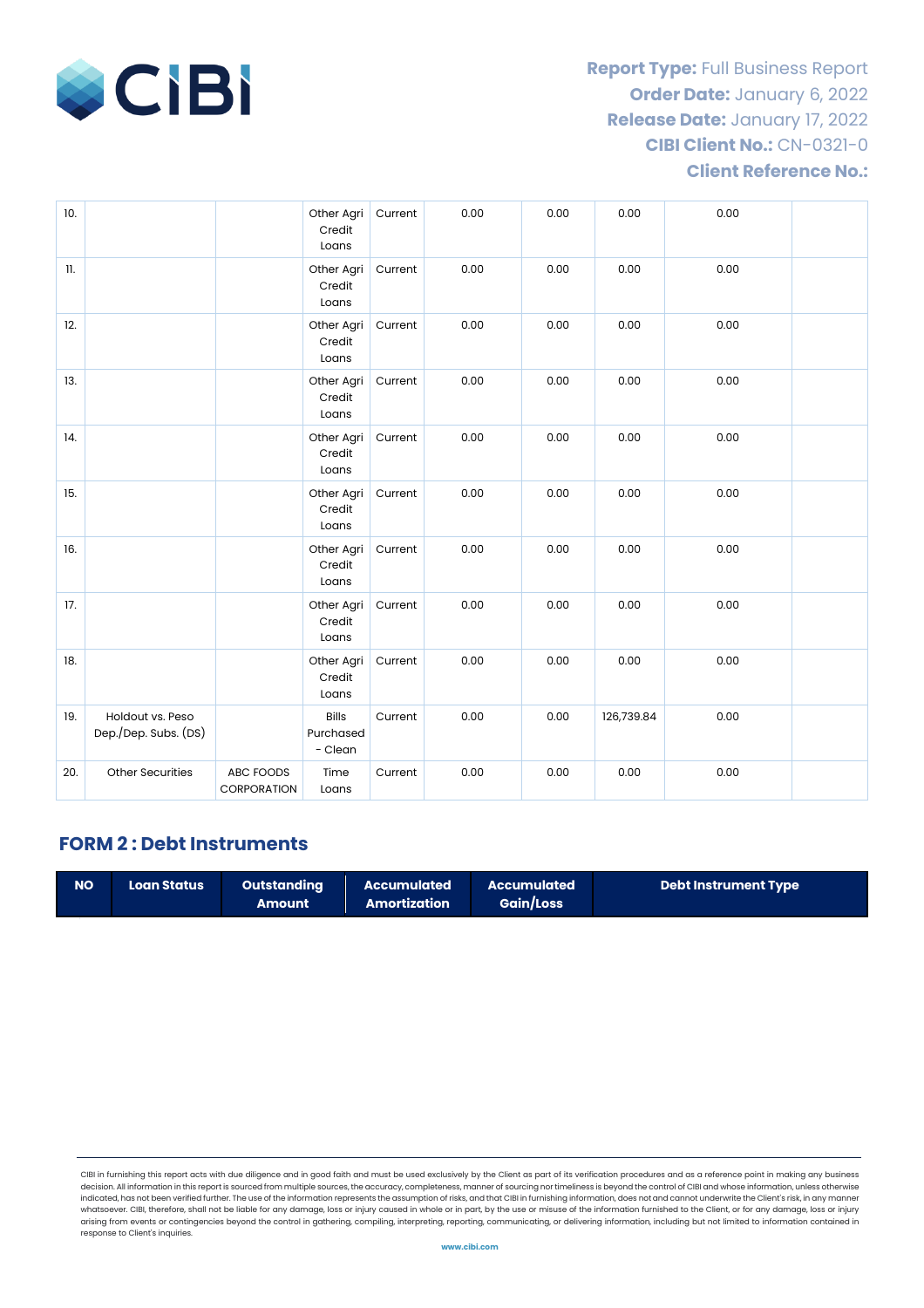**Report Type:** Full Business Report
**Order Date:** January 6, 2022
**Release Date:** January 17, 2022
**CIBI Client No.:** CN-0321-0
**Client Reference No.:**

| | | | | | | | | | |
|---|---|---|---|---|---|---|---|---|---|
| 10. | | | Other Agri Credit Loans | Current | 0.00 | 0.00 | 0.00 | 0.00 | |
| 11. | | | Other Agri Credit Loans | Current | 0.00 | 0.00 | 0.00 | 0.00 | |
| 12. | | | Other Agri Credit Loans | Current | 0.00 | 0.00 | 0.00 | 0.00 | |
| 13. | | | Other Agri Credit Loans | Current | 0.00 | 0.00 | 0.00 | 0.00 | |
| 14. | | | Other Agri Credit Loans | Current | 0.00 | 0.00 | 0.00 | 0.00 | |
| 15. | | | Other Agri Credit Loans | Current | 0.00 | 0.00 | 0.00 | 0.00 | |
| 16. | | | Other Agri Credit Loans | Current | 0.00 | 0.00 | 0.00 | 0.00 | |
| 17. | | | Other Agri Credit Loans | Current | 0.00 | 0.00 | 0.00 | 0.00 | |
| 18. | | | Other Agri Credit Loans | Current | 0.00 | 0.00 | 0.00 | 0.00 | |
| 19. | Holdout vs. Peso Dep./Dep. Subs. (DS) | | Bills Purchased - Clean | Current | 0.00 | 0.00 | 126,739.84 | 0.00 | |
| 20. | Other Securities | ABC FOODS CORPORATION | Time Loans | Current | 0.00 | 0.00 | 0.00 | 0.00 | |

## FORM 2 : Debt Instruments

| NO | Loan Status | Outstanding Amount | Accumulated Amortization | Accumulated Gain/Loss | Debt Instrument Type |
|---|---|---|---|---|---|

CIBI in furnishing this report acts with due diligence and in good faith and must be used exclusively by the Client as part of its verification procedures and as a reference point in making any business decision. All information in this report is sourced from multiple sources, the accuracy, completeness, manner of sourcing nor timeliness is beyond the control of CIBI and whose information, unless otherwise indicated, has not been verified further. The use of the information represents the assumption of risks, and that CIBI in furnishing information, does not and cannot underwrite the Client's risk, in any manner whatsoever. CIBI, therefore, shall not be liable for any damage, loss or injury caused in whole or in part, by the use or misuse of the information furnished to the Client, or for any damage, loss or injury arising from events or contingencies beyond the control in gathering, compiling, interpreting, reporting, communicating, or delivering information, including but not limited to information contained in response to Client's inquiries.

www.cibi.com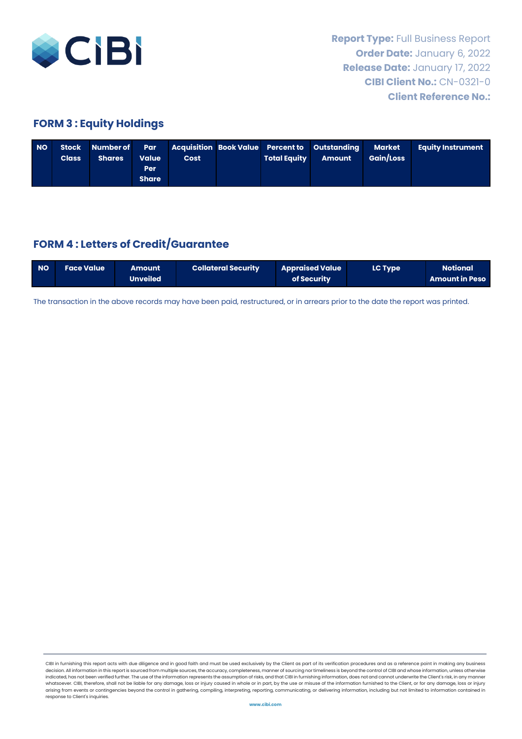**Report Type:** Full Business Report
**Order Date:** January 6, 2022
**Release Date:** January 17, 2022
**CIBI Client No.:** CN-0321-0
**Client Reference No.:**

## FORM 3 : Equity Holdings

| NO | Stock Class | Number of Shares | Par Value Per Share | Acquisition Cost | Book Value | Percent to Total Equity | Outstanding Amount | Market Gain/Loss | Equity Instrument |
|---|---|---|---|---|---|---|---|---|---|

## FORM 4 : Letters of Credit/Guarantee

| NO | Face Value | Amount Unveiled | Collateral Security | Appraised Value of Security | LC Type | Notional Amount in Peso |
|---|---|---|---|---|---|---|

The transaction in the above records may have been paid, restructured, or in arrears prior to the date the report was printed.

CIBI in furnishing this report acts with due diligence and in good faith and must be used exclusively by the Client as part of its verification procedures and as a reference point in making any business decision. All information in this report is sourced from multiple sources, the accuracy, completeness, manner of sourcing nor timeliness is beyond the control of CIBI and whose information, unless otherwise indicated, has not been verified further. The use of the information represents the assumption of risks, and that CIBI in furnishing information, does not and cannot underwrite the Client's risk, in any manner whatsoever. CIBI, therefore, shall not be liable for any damage, loss or injury caused in whole or in part, by the use or misuse of the information furnished to the Client, or for any damage, loss or injury arising from events or contingencies beyond the control in gathering, compiling, interpreting, reporting, communicating, or delivering information, including but not limited to information contained in response to Client's inquiries.

www.cibi.com